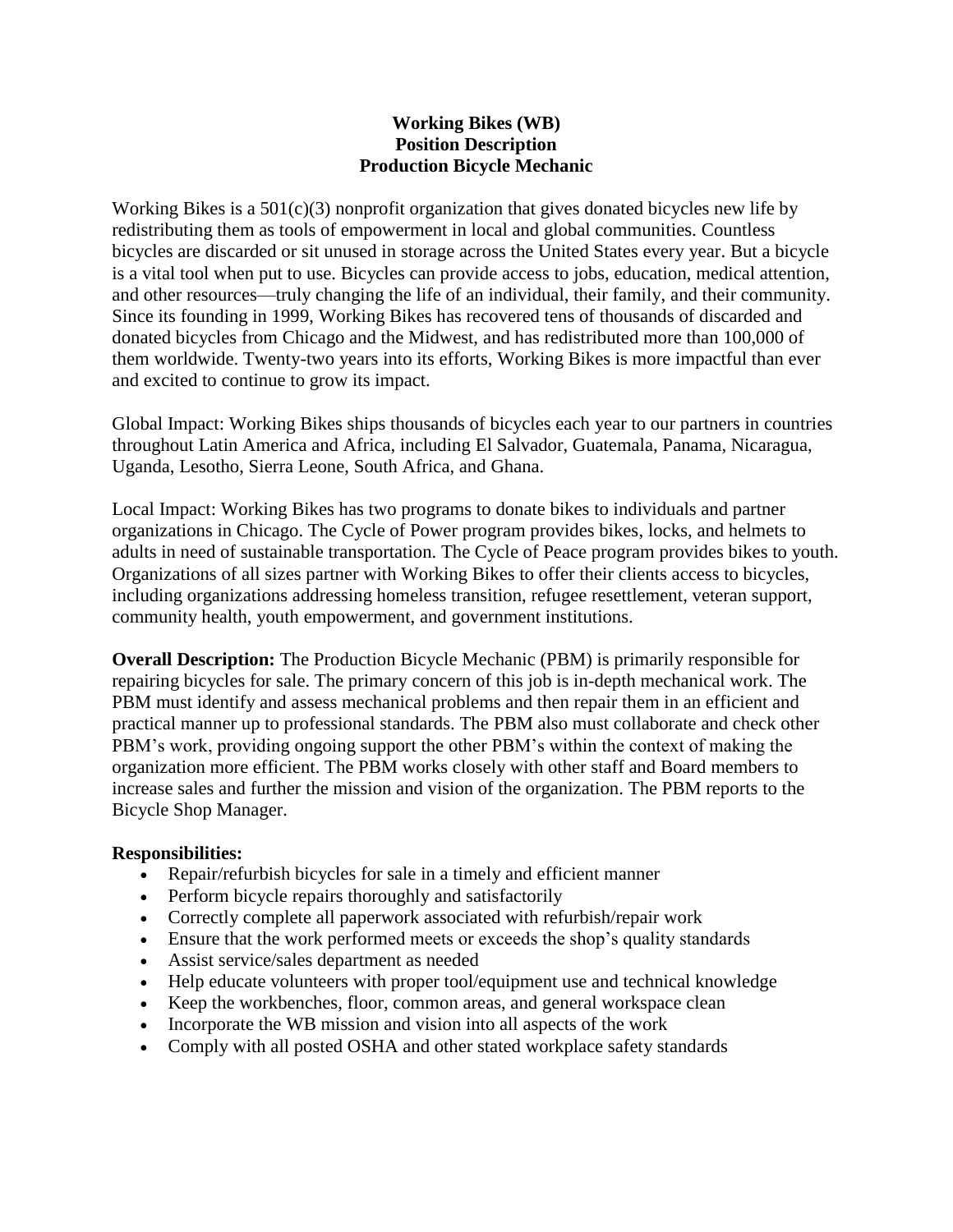# Working Bikes (WB)
## Position Description
## Production Bicycle Mechanic

Working Bikes is a 501(c)(3) nonprofit organization that gives donated bicycles new life by redistributing them as tools of empowerment in local and global communities. Countless bicycles are discarded or sit unused in storage across the United States every year. But a bicycle is a vital tool when put to use. Bicycles can provide access to jobs, education, medical attention, and other resources—truly changing the life of an individual, their family, and their community. Since its founding in 1999, Working Bikes has recovered tens of thousands of discarded and donated bicycles from Chicago and the Midwest, and has redistributed more than 100,000 of them worldwide. Twenty-two years into its efforts, Working Bikes is more impactful than ever and excited to continue to grow its impact.

Global Impact: Working Bikes ships thousands of bicycles each year to our partners in countries throughout Latin America and Africa, including El Salvador, Guatemala, Panama, Nicaragua, Uganda, Lesotho, Sierra Leone, South Africa, and Ghana.

Local Impact: Working Bikes has two programs to donate bikes to individuals and partner organizations in Chicago. The Cycle of Power program provides bikes, locks, and helmets to adults in need of sustainable transportation. The Cycle of Peace program provides bikes to youth. Organizations of all sizes partner with Working Bikes to offer their clients access to bicycles, including organizations addressing homeless transition, refugee resettlement, veteran support, community health, youth empowerment, and government institutions.

**Overall Description:** The Production Bicycle Mechanic (PBM) is primarily responsible for repairing bicycles for sale. The primary concern of this job is in-depth mechanical work. The PBM must identify and assess mechanical problems and then repair them in an efficient and practical manner up to professional standards. The PBM also must collaborate and check other PBM's work, providing ongoing support the other PBM's within the context of making the organization more efficient. The PBM works closely with other staff and Board members to increase sales and further the mission and vision of the organization. The PBM reports to the Bicycle Shop Manager.

**Responsibilities:**

- Repair/refurbish bicycles for sale in a timely and efficient manner
- Perform bicycle repairs thoroughly and satisfactorily
- Correctly complete all paperwork associated with refurbish/repair work
- Ensure that the work performed meets or exceeds the shop's quality standards
- Assist service/sales department as needed
- Help educate volunteers with proper tool/equipment use and technical knowledge
- Keep the workbenches, floor, common areas, and general workspace clean
- Incorporate the WB mission and vision into all aspects of the work
- Comply with all posted OSHA and other stated workplace safety standards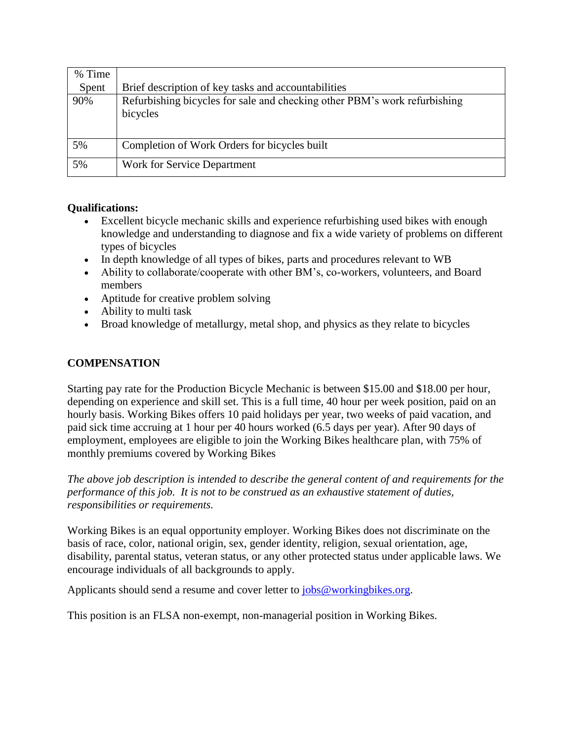| % Time Spent | Brief description of key tasks and accountabilities |
|---|---|
| 90% | Refurbishing bicycles for sale and checking other PBM's work refurbishing bicycles |
| 5% | Completion of Work Orders for bicycles built |
| 5% | Work for Service Department |

**Qualifications:**

- Excellent bicycle mechanic skills and experience refurbishing used bikes with enough knowledge and understanding to diagnose and fix a wide variety of problems on different types of bicycles
- In depth knowledge of all types of bikes, parts and procedures relevant to WB
- Ability to collaborate/cooperate with other BM's, co-workers, volunteers, and Board members
- Aptitude for creative problem solving
- Ability to multi task
- Broad knowledge of metallurgy, metal shop, and physics as they relate to bicycles

**COMPENSATION**

Starting pay rate for the Production Bicycle Mechanic is between $15.00 and $18.00 per hour, depending on experience and skill set. This is a full time, 40 hour per week position, paid on an hourly basis. Working Bikes offers 10 paid holidays per year, two weeks of paid vacation, and paid sick time accruing at 1 hour per 40 hours worked (6.5 days per year). After 90 days of employment, employees are eligible to join the Working Bikes healthcare plan, with 75% of monthly premiums covered by Working Bikes

*The above job description is intended to describe the general content of and requirements for the performance of this job. It is not to be construed as an exhaustive statement of duties, responsibilities or requirements.*

Working Bikes is an equal opportunity employer. Working Bikes does not discriminate on the basis of race, color, national origin, sex, gender identity, religion, sexual orientation, age, disability, parental status, veteran status, or any other protected status under applicable laws. We encourage individuals of all backgrounds to apply.

Applicants should send a resume and cover letter to [jobs@workingbikes.org](mailto:jobs@workingbikes.org).

This position is an FLSA non-exempt, non-managerial position in Working Bikes.